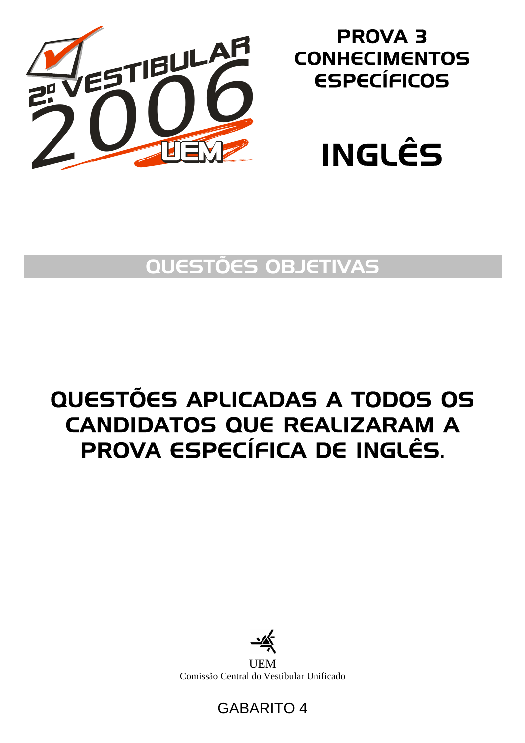2º VESTIBULAR 2006 UEM

# PROVA 3
# CONHECIMENTOS ESPECÍFICOS

# INGLÊS

## QUESTÕES OBJETIVAS

## QUESTÕES APLICADAS A TODOS OS CANDIDATOS QUE REALIZARAM A PROVA ESPECÍFICA DE INGLÊS.

UEM
Comissão Central do Vestibular Unificado

GABARITO 4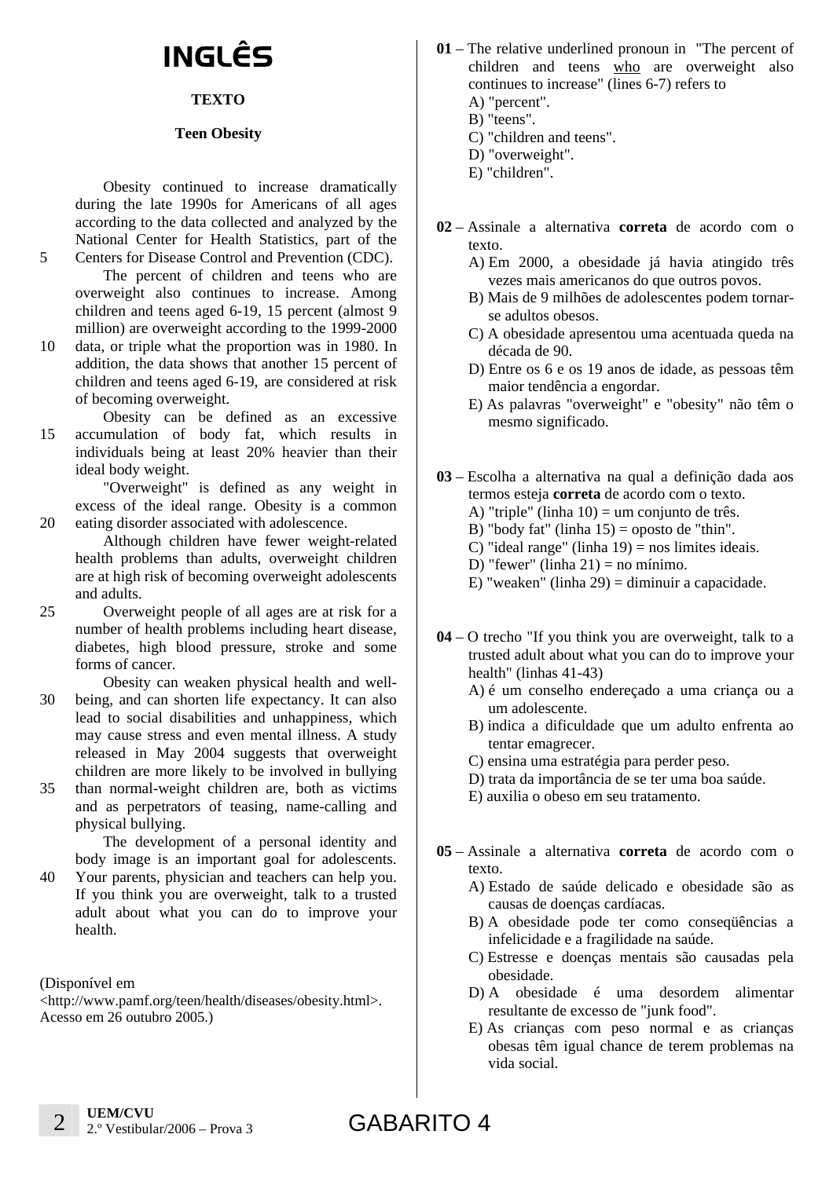# INGLÊS

**TEXTO**

**Teen Obesity**

Obesity continued to increase dramatically during the late 1990s for Americans of all ages according to the data collected and analyzed by the National Center for Health Statistics, part of the Centers for Disease Control and Prevention (CDC).

The percent of children and teens who are overweight also continues to increase. Among children and teens aged 6-19, 15 percent (almost 9 million) are overweight according to the 1999-2000 data, or triple what the proportion was in 1980. In addition, the data shows that another 15 percent of children and teens aged 6-19, are considered at risk of becoming overweight.

Obesity can be defined as an excessive accumulation of body fat, which results in individuals being at least 20% heavier than their ideal body weight.

"Overweight" is defined as any weight in excess of the ideal range. Obesity is a common eating disorder associated with adolescence.

Although children have fewer weight-related health problems than adults, overweight children are at high risk of becoming overweight adolescents and adults.

Overweight people of all ages are at risk for a number of health problems including heart disease, diabetes, high blood pressure, stroke and some forms of cancer.

Obesity can weaken physical health and well-being, and can shorten life expectancy. It can also lead to social disabilities and unhappiness, which may cause stress and even mental illness. A study released in May 2004 suggests that overweight children are more likely to be involved in bullying than normal-weight children are, both as victims and as perpetrators of teasing, name-calling and physical bullying.

The development of a personal identity and body image is an important goal for adolescents. Your parents, physician and teachers can help you. If you think you are overweight, talk to a trusted adult about what you can do to improve your health.

(Disponível em
<http://www.pamf.org/teen/health/diseases/obesity.html>.
Acesso em 26 outubro 2005.)

**01** – The relative underlined pronoun in "The percent of children and teens who are overweight also continues to increase" (lines 6-7) refers to

A) "percent".
B) "teens".
C) "children and teens".
D) "overweight".
E) "children".

**02** – Assinale a alternativa **correta** de acordo com o texto.

A) Em 2000, a obesidade já havia atingido três vezes mais americanos do que outros povos.
B) Mais de 9 milhões de adolescentes podem tornar-se adultos obesos.
C) A obesidade apresentou uma acentuada queda na década de 90.
D) Entre os 6 e os 19 anos de idade, as pessoas têm maior tendência a engordar.
E) As palavras "overweight" e "obesity" não têm o mesmo significado.

**03** – Escolha a alternativa na qual a definição dada aos termos esteja **correta** de acordo com o texto.

A) "triple" (linha 10) = um conjunto de três.
B) "body fat" (linha 15) = oposto de "thin".
C) "ideal range" (linha 19) = nos limites ideais.
D) "fewer" (linha 21) = no mínimo.
E) "weaken" (linha 29) = diminuir a capacidade.

**04** – O trecho "If you think you are overweight, talk to a trusted adult about what you can do to improve your health" (linhas 41-43)

A) é um conselho endereçado a uma criança ou a um adolescente.
B) indica a dificuldade que um adulto enfrenta ao tentar emagrecer.
C) ensina uma estratégia para perder peso.
D) trata da importância de se ter uma boa saúde.
E) auxilia o obeso em seu tratamento.

**05** – Assinale a alternativa **correta** de acordo com o texto.

A) Estado de saúde delicado e obesidade são as causas de doenças cardíacas.
B) A obesidade pode ter como conseqüências a infelicidade e a fragilidade na saúde.
C) Estresse e doenças mentais são causadas pela obesidade.
D) A obesidade é uma desordem alimentar resultante de excesso de "junk food".
E) As crianças com peso normal e as crianças obesas têm igual chance de terem problemas na vida social.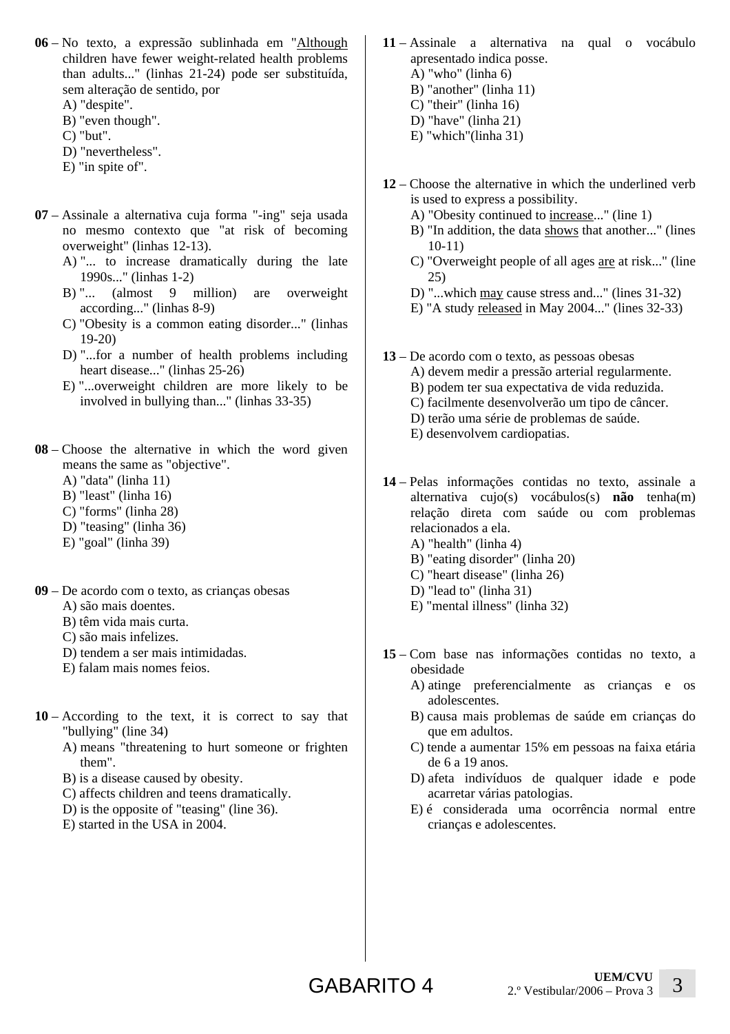**06** – No texto, a expressão sublinhada em "Although children have fewer weight-related health problems than adults..." (linhas 21-24) pode ser substituída, sem alteração de sentido, por

A) "despite".
B) "even though".
C) "but".
D) "nevertheless".
E) "in spite of".

**07** – Assinale a alternativa cuja forma "-ing" seja usada no mesmo contexto que "at risk of becoming overweight" (linhas 12-13).

A) "... to increase dramatically during the late 1990s..." (linhas 1-2)
B) "... (almost 9 million) are overweight according..." (linhas 8-9)
C) "Obesity is a common eating disorder..." (linhas 19-20)
D) "...for a number of health problems including heart disease..." (linhas 25-26)
E) "...overweight children are more likely to be involved in bullying than..." (linhas 33-35)

**08** – Choose the alternative in which the word given means the same as "objective".

A) "data" (linha 11)
B) "least" (linha 16)
C) "forms" (linha 28)
D) "teasing" (linha 36)
E) "goal" (linha 39)

**09** – De acordo com o texto, as crianças obesas

A) são mais doentes.
B) têm vida mais curta.
C) são mais infelizes.
D) tendem a ser mais intimidadas.
E) falam mais nomes feios.

**10** – According to the text, it is correct to say that "bullying" (line 34)

A) means "threatening to hurt someone or frighten them".
B) is a disease caused by obesity.
C) affects children and teens dramatically.
D) is the opposite of "teasing" (line 36).
E) started in the USA in 2004.

**11** – Assinale a alternativa na qual o vocábulo apresentado indica posse.

A) "who" (linha 6)
B) "another" (linha 11)
C) "their" (linha 16)
D) "have" (linha 21)
E) "which"(linha 31)

**12** – Choose the alternative in which the underlined verb is used to express a possibility.

A) "Obesity continued to increase..." (line 1)
B) "In addition, the data shows that another..." (lines 10-11)
C) "Overweight people of all ages are at risk..." (line 25)
D) "...which may cause stress and..." (lines 31-32)
E) "A study released in May 2004..." (lines 32-33)

**13** – De acordo com o texto, as pessoas obesas

A) devem medir a pressão arterial regularmente.
B) podem ter sua expectativa de vida reduzida.
C) facilmente desenvolverão um tipo de câncer.
D) terão uma série de problemas de saúde.
E) desenvolvem cardiopatias.

**14** – Pelas informações contidas no texto, assinale a alternativa cujo(s) vocábulos(s) **não** tenha(m) relação direta com saúde ou com problemas relacionados a ela.

A) "health" (linha 4)
B) "eating disorder" (linha 20)
C) "heart disease" (linha 26)
D) "lead to" (linha 31)
E) "mental illness" (linha 32)

**15** – Com base nas informações contidas no texto, a obesidade

A) atinge preferencialmente as crianças e os adolescentes.
B) causa mais problemas de saúde em crianças do que em adultos.
C) tende a aumentar 15% em pessoas na faixa etária de 6 a 19 anos.
D) afeta indivíduos de qualquer idade e pode acarretar várias patologias.
E) é considerada uma ocorrência normal entre crianças e adolescentes.

GABARITO 4